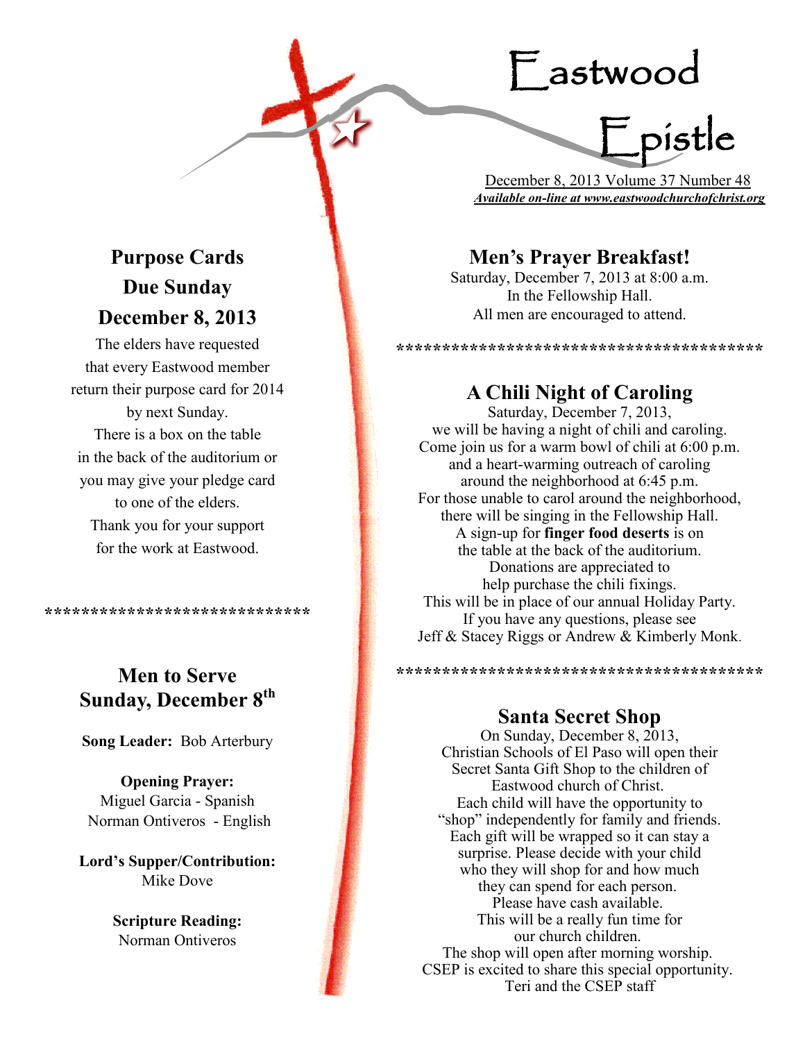# Eastwood Epistle

December 8, 2013 Volume 37 Number 48

***Available on-line at www.eastwoodchurchofchrist.org***

## Purpose Cards Due Sunday December 8, 2013

The elders have requested that every Eastwood member return their purpose card for 2014 by next Sunday. There is a box on the table in the back of the auditorium or you may give your pledge card to one of the elders. Thank you for your support for the work at Eastwood.

*****************************

## Men to Serve Sunday, December 8th

**Song Leader:** Bob Arterbury

**Opening Prayer:**
Miguel Garcia - Spanish
Norman Ontiveros - English

**Lord's Supper/Contribution:**
Mike Dove

**Scripture Reading:**
Norman Ontiveros

## Men's Prayer Breakfast!

Saturday, December 7, 2013 at 8:00 a.m.
In the Fellowship Hall.
All men are encouraged to attend.

****************************************

## A Chili Night of Caroling

Saturday, December 7, 2013, we will be having a night of chili and caroling. Come join us for a warm bowl of chili at 6:00 p.m. and a heart-warming outreach of caroling around the neighborhood at 6:45 p.m. For those unable to carol around the neighborhood, there will be singing in the Fellowship Hall. A sign-up for **finger food deserts** is on the table at the back of the auditorium. Donations are appreciated to help purchase the chili fixings. This will be in place of our annual Holiday Party. If you have any questions, please see Jeff & Stacey Riggs or Andrew & Kimberly Monk.

****************************************

## Santa Secret Shop

On Sunday, December 8, 2013, Christian Schools of El Paso will open their Secret Santa Gift Shop to the children of Eastwood church of Christ. Each child will have the opportunity to "shop" independently for family and friends. Each gift will be wrapped so it can stay a surprise. Please decide with your child who they will shop for and how much they can spend for each person. Please have cash available. This will be a really fun time for our church children. The shop will open after morning worship. CSEP is excited to share this special opportunity.
Teri and the CSEP staff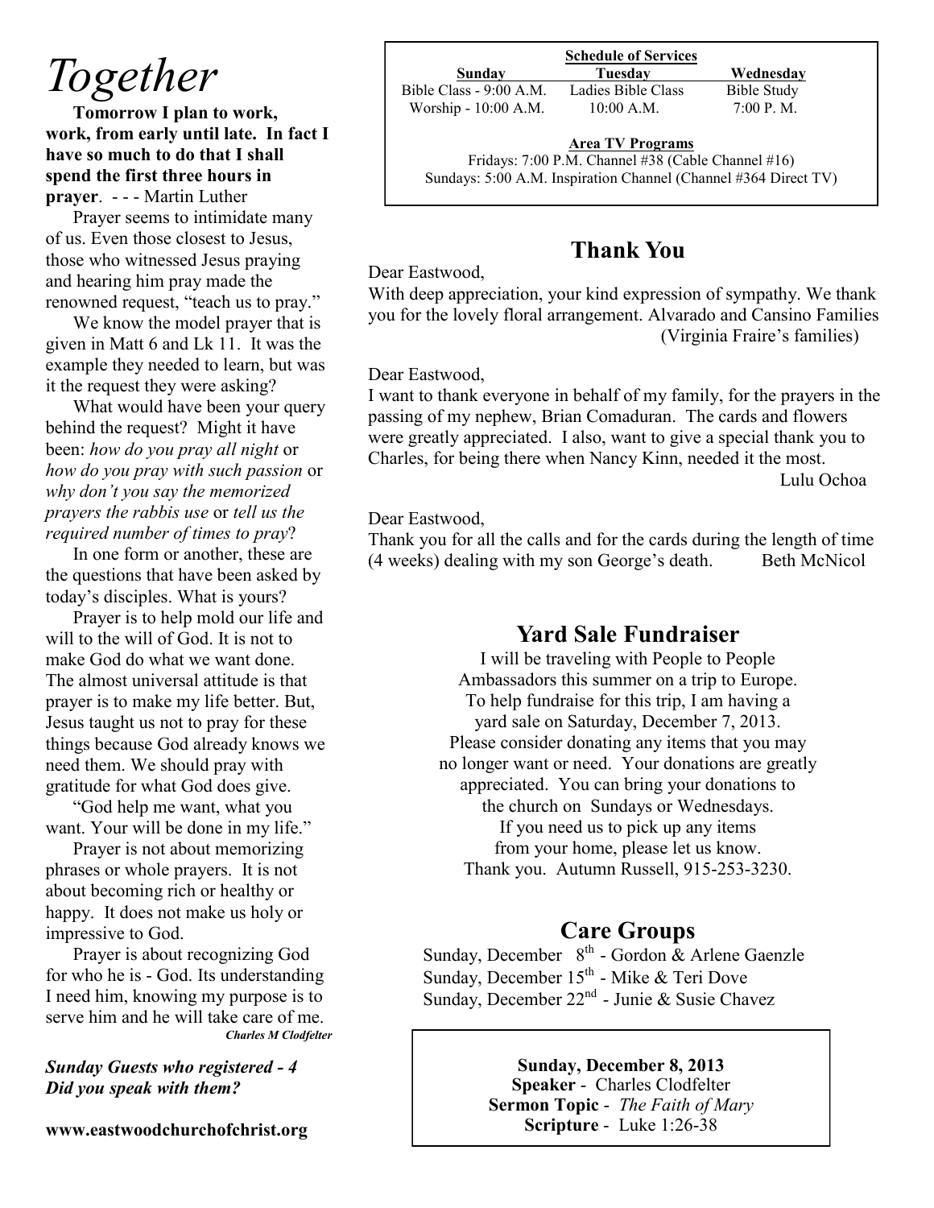# *Together*

**Tomorrow I plan to work, work, from early until late. In fact I have so much to do that I shall spend the first three hours in prayer**. - - - Martin Luther

Prayer seems to intimidate many of us. Even those closest to Jesus, those who witnessed Jesus praying and hearing him pray made the renowned request, "teach us to pray."

We know the model prayer that is given in Matt 6 and Lk 11. It was the example they needed to learn, but was it the request they were asking?

What would have been your query behind the request? Might it have been: *how do you pray all night* or *how do you pray with such passion* or *why don't you say the memorized prayers the rabbis use* or *tell us the required number of times to pray*?

In one form or another, these are the questions that have been asked by today's disciples. What is yours?

Prayer is to help mold our life and will to the will of God. It is not to make God do what we want done. The almost universal attitude is that prayer is to make my life better. But, Jesus taught us not to pray for these things because God already knows we need them. We should pray with gratitude for what God does give.

"God help me want, what you want. Your will be done in my life."

Prayer is not about memorizing phrases or whole prayers. It is not about becoming rich or healthy or happy. It does not make us holy or impressive to God.

Prayer is about recognizing God for who he is - God. Its understanding I need him, knowing my purpose is to serve him and he will take care of me.

***Charles M Clodfelter***

***Sunday Guests who registered - 4***
***Did you speak with them?***

**www.eastwoodchurchofchrist.org**

**Schedule of Services**

| Sunday | Tuesday | Wednesday |
|---|---|---|
| Bible Class - 9:00 A.M. | Ladies Bible Class | Bible Study |
| Worship - 10:00 A.M. | 10:00 A.M. | 7:00 P. M. |

**Area TV Programs**
Fridays: 7:00 P.M. Channel #38 (Cable Channel #16)
Sundays: 5:00 A.M. Inspiration Channel (Channel #364 Direct TV)

## Thank You

Dear Eastwood,
With deep appreciation, your kind expression of sympathy. We thank you for the lovely floral arrangement. Alvarado and Cansino Families (Virginia Fraire's families)

Dear Eastwood,
I want to thank everyone in behalf of my family, for the prayers in the passing of my nephew, Brian Comaduran. The cards and flowers were greatly appreciated. I also, want to give a special thank you to Charles, for being there when Nancy Kinn, needed it the most.
Lulu Ochoa

Dear Eastwood,
Thank you for all the calls and for the cards during the length of time (4 weeks) dealing with my son George's death. Beth McNicol

## Yard Sale Fundraiser

I will be traveling with People to People Ambassadors this summer on a trip to Europe. To help fundraise for this trip, I am having a yard sale on Saturday, December 7, 2013. Please consider donating any items that you may no longer want or need. Your donations are greatly appreciated. You can bring your donations to the church on Sundays or Wednesdays. If you need us to pick up any items from your home, please let us know. Thank you. Autumn Russell, 915-253-3230.

## Care Groups

Sunday, December 8th - Gordon & Arlene Gaenzle
Sunday, December 15th - Mike & Teri Dove
Sunday, December 22nd - Junie & Susie Chavez

**Sunday, December 8, 2013**
**Speaker** - Charles Clodfelter
**Sermon Topic** - *The Faith of Mary*
**Scripture** - Luke 1:26-38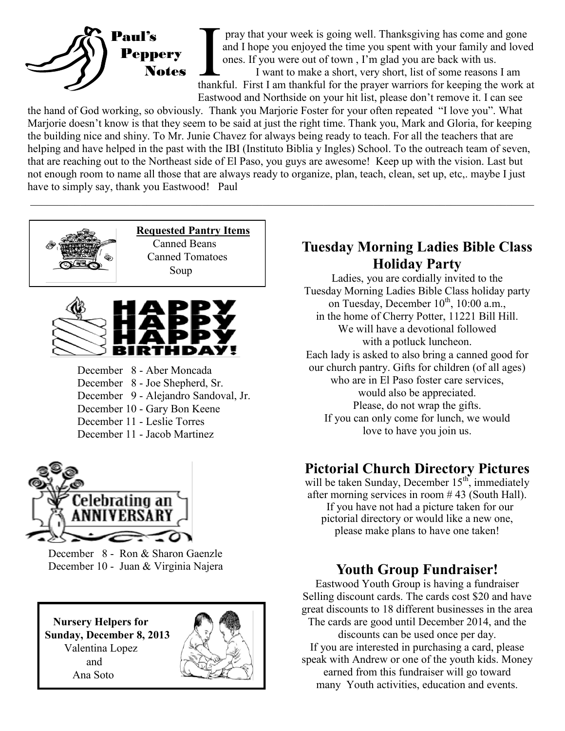## Paul's Peppery Notes

I pray that your week is going well. Thanksgiving has come and gone and I hope you enjoyed the time you spent with your family and loved ones. If you were out of town , I'm glad you are back with us.

I want to make a short, very short, list of some reasons I am thankful. First I am thankful for the prayer warriors for keeping the work at Eastwood and Northside on your hit list, please don't remove it. I can see the hand of God working, so obviously. Thank you Marjorie Foster for your often repeated "I love you". What Marjorie doesn't know is that they seem to be said at just the right time. Thank you, Mark and Gloria, for keeping the building nice and shiny. To Mr. Junie Chavez for always being ready to teach. For all the teachers that are helping and have helped in the past with the IBI (Instituto Biblia y Ingles) School. To the outreach team of seven, that are reaching out to the Northeast side of El Paso, you guys are awesome! Keep up with the vision. Last but not enough room to name all those that are always ready to organize, plan, teach, clean, set up, etc,. maybe I just have to simply say, thank you Eastwood! Paul

---

**Requested Pantry Items**

Canned Beans
Canned Tomatoes
Soup

### HAPPY HAPPY HAPPY BIRTHDAY!

December 8 - Aber Moncada
December 8 - Joe Shepherd, Sr.
December 9 - Alejandro Sandoval, Jr.
December 10 - Gary Bon Keene
December 11 - Leslie Torres
December 11 - Jacob Martinez

### Celebrating an ANNIVERSARY

December 8 - Ron & Sharon Gaenzle
December 10 - Juan & Virginia Najera

**Nursery Helpers for Sunday, December 8, 2013**

Valentina Lopez
and
Ana Soto

## Tuesday Morning Ladies Bible Class Holiday Party

Ladies, you are cordially invited to the Tuesday Morning Ladies Bible Class holiday party on Tuesday, December 10th, 10:00 a.m., in the home of Cherry Potter, 11221 Bill Hill. We will have a devotional followed with a potluck luncheon. Each lady is asked to also bring a canned good for our church pantry. Gifts for children (of all ages) who are in El Paso foster care services, would also be appreciated. Please, do not wrap the gifts. If you can only come for lunch, we would love to have you join us.

## Pictorial Church Directory Pictures

will be taken Sunday, December 15th, immediately after morning services in room # 43 (South Hall). If you have not had a picture taken for our pictorial directory or would like a new one, please make plans to have one taken!

## Youth Group Fundraiser!

Eastwood Youth Group is having a fundraiser Selling discount cards. The cards cost $20 and have great discounts to 18 different businesses in the area The cards are good until December 2014, and the discounts can be used once per day. If you are interested in purchasing a card, please speak with Andrew or one of the youth kids. Money earned from this fundraiser will go toward many Youth activities, education and events.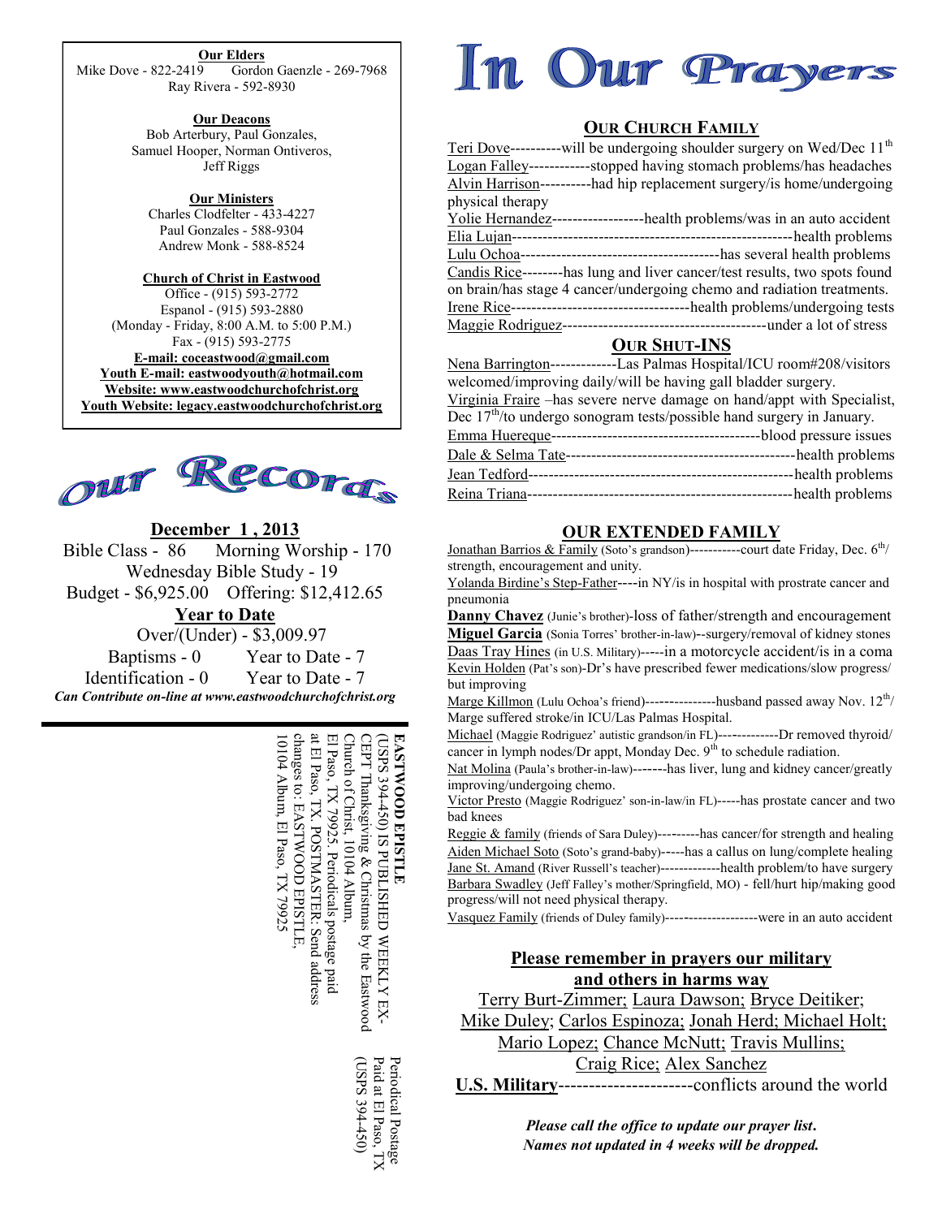**Our Elders**

Mike Dove - 822-2419 Gordon Gaenzle - 269-7968
Ray Rivera - 592-8930

**Our Deacons**

Bob Arterbury, Paul Gonzales,
Samuel Hooper, Norman Ontiveros,
Jeff Riggs

**Our Ministers**

Charles Clodfelter - 433-4227
Paul Gonzales - 588-9304
Andrew Monk - 588-8524

**Church of Christ in Eastwood**

Office - (915) 593-2772
Espanol - (915) 593-2880
(Monday - Friday, 8:00 A.M. to 5:00 P.M.)
Fax - (915) 593-2775
**E-mail: coceastwood@gmail.com**
**Youth E-mail: eastwoodyouth@hotmail.com**
**Website: www.eastwoodchurchofchrist.org**
**Youth Website: legacy.eastwoodchurchofchrist.org**

# Our Records

**December 1 , 2013**

Bible Class - 86 Morning Worship - 170
Wednesday Bible Study - 19
Budget - $6,925.00 Offering: $12,412.65

**Year to Date**

Over/(Under) - $3,009.97
Baptisms - 0 Year to Date - 7
Identification - 0 Year to Date - 7

*Can Contribute on-line at www.eastwoodchurchofchrist.org*

**EASTWOOD EPISTLE** (USPS 394-450) IS PUBLISHED WEEKLY EXCEPT Thanksgiving & Christmas by the Eastwood Church of Christ, 10104 Album, El Paso, TX 79925. Periodicals postage paid at El Paso, TX. POSTMASTER: Send address changes to: EASTWOOD EPISTLE, 10104 Album, El Paso, TX 79925

Periodical Postage
Paid at El Paso, TX
(USPS 394-450)

# In Our Prayers

## Our Church Family

Teri Dove----------will be undergoing shoulder surgery on Wed/Dec 11th
Logan Falley------------stopped having stomach problems/has headaches
Alvin Harrison----------had hip replacement surgery/is home/undergoing physical therapy
Yolie Hernandez------------------health problems/was in an auto accident
Elia Lujan-------------------------------------------------------health problems
Lulu Ochoa---------------------------------------has several health problems
Candis Rice--------has lung and liver cancer/test results, two spots found on brain/has stage 4 cancer/undergoing chemo and radiation treatments.
Irene Rice-----------------------------------health problems/undergoing tests
Maggie Rodriguez-----------------------------------------under a lot of stress

## Our Shut-Ins

Nena Barrington-------------Las Palmas Hospital/ICU room#208/visitors welcomed/improving daily/will be having gall bladder surgery.
Virginia Fraire –has severe nerve damage on hand/appt with Specialist, Dec 17th/to undergo sonogram tests/possible hand surgery in January.
Emma Huereque-----------------------------------------blood pressure issues
Dale & Selma Tate---------------------------------------------health problems
Jean Tedford----------------------------------------------------health problems
Reina Triana----------------------------------------------------health problems

## OUR EXTENDED FAMILY

Jonathan Barrios & Family (Soto's grandson)-----------court date Friday, Dec. 6th/ strength, encouragement and unity.
Yolanda Birdine's Step-Father----in NY/is in hospital with prostrate cancer and pneumonia
**Danny Chavez** (Junie's brother)-loss of father/strength and encouragement
**Miguel Garcia** (Sonia Torres' brother-in-law)--surgery/removal of kidney stones
Daas Tray Hines (in U.S. Military)-----in a motorcycle accident/is in a coma
Kevin Holden (Pat's son)-Dr's have prescribed fewer medications/slow progress/ but improving
Marge Killmon (Lulu Ochoa's friend)---------------husband passed away Nov. 12th/ Marge suffered stroke/in ICU/Las Palmas Hospital.
Michael (Maggie Rodriguez' autistic grandson/in FL)-------------Dr removed thyroid/ cancer in lymph nodes/Dr appt, Monday Dec. 9th to schedule radiation.
Nat Molina (Paula's brother-in-law)-------has liver, lung and kidney cancer/greatly improving/undergoing chemo.
Victor Presto (Maggie Rodriguez' son-in-law/in FL)-----has prostate cancer and two bad knees
Reggie & family (friends of Sara Duley)---------has cancer/for strength and healing
Aiden Michael Soto (Soto's grand-baby)-----has a callus on lung/complete healing
Jane St. Amand (River Russell's teacher)-------------health problem/to have surgery
Barbara Swadley (Jeff Falley's mother/Springfield, MO) - fell/hurt hip/making good progress/will not need physical therapy.
Vasquez Family (friends of Duley family)--------------------were in an auto accident

**Please remember in prayers our military and others in harms way**

Terry Burt-Zimmer; Laura Dawson; Bryce Deitiker; Mike Duley; Carlos Espinoza; Jonah Herd; Michael Holt; Mario Lopez; Chance McNutt; Travis Mullins; Craig Rice; Alex Sanchez
**U.S. Military**----------------------conflicts around the world

***Please call the office to update our prayer list. Names not updated in 4 weeks will be dropped.***